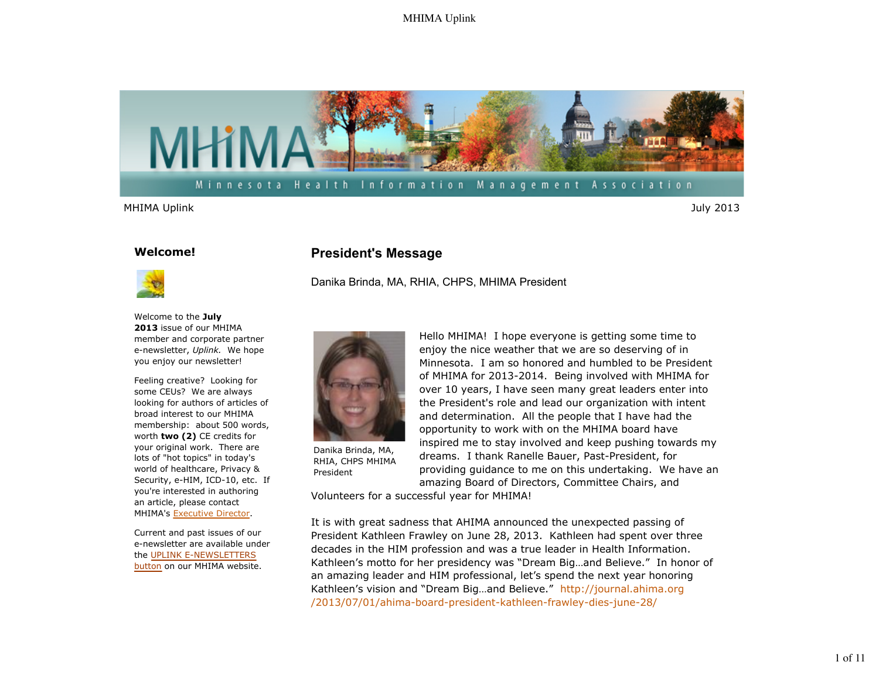MHIMA Uplink

July 2013

## Welcome!

Welcome to the **July 2013** issue of our MHIMA member and corporate partner e-newsletter, *Uplink.* We hope you enjoy our newsletter!

Feeling creative? Looking for some CEUs? We are always looking for authors of articles of broad interest to our MHIMA membership: about 500 words, worth **two (2)** CE credits for your original work. There are lots of "hot topics" in today's world of healthcare, Privacy & Security, e-HIM, ICD-10, etc. If you're interested in authoring an article, please contact MHIMA's Executive Director.

Current and past issues of our e-newsletter are available under the UPLINK E-NEWSLETTERS button on our MHIMA website.

## President's Message

Danika Brinda, MA, RHIA, CHPS, MHIMA President

Danika Brinda, MA, RHIA, CHPS MHIMA President

Hello MHIMA! I hope everyone is getting some time to enjoy the nice weather that we are so deserving of in Minnesota. I am so honored and humbled to be President of MHIMA for 2013-2014. Being involved with MHIMA for over 10 years, I have seen many great leaders enter into the President's role and lead our organization with intent and determination. All the people that I have had the opportunity to work with on the MHIMA board have inspired me to stay involved and keep pushing towards my dreams. I thank Ranelle Bauer, Past-President, for providing guidance to me on this undertaking. We have an amazing Board of Directors, Committee Chairs, and Volunteers for a successful year for MHIMA!

It is with great sadness that AHIMA announced the unexpected passing of President Kathleen Frawley on June 28, 2013. Kathleen had spent over three decades in the HIM profession and was a true leader in Health Information. Kathleen's motto for her presidency was "Dream Big…and Believe." In honor of an amazing leader and HIM professional, let's spend the next year honoring Kathleen's vision and "Dream Big…and Believe." http://journal.ahima.org/2013/07/01/ahima-board-president-kathleen-frawley-dies-june-28/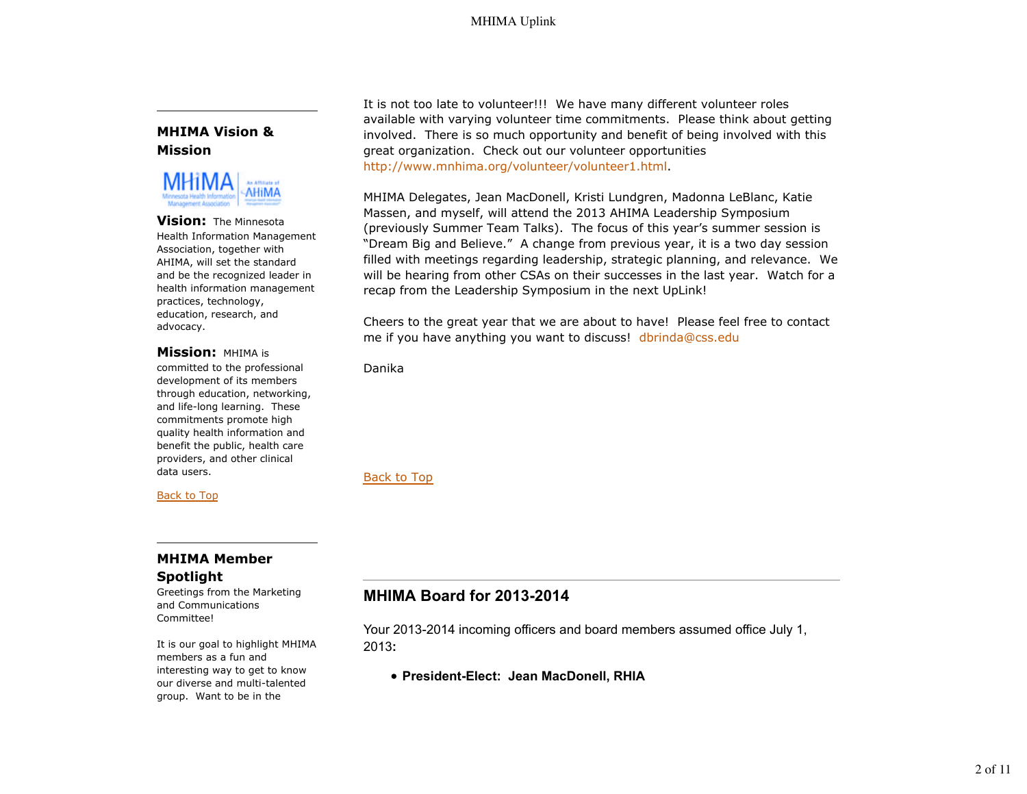## MHIMA Vision & Mission

**Vision:** The Minnesota Health Information Management Association, together with AHIMA, will set the standard and be the recognized leader in health information management practices, technology, education, research, and advocacy.

**Mission:** MHIMA is committed to the professional development of its members through education, networking, and life-long learning. These commitments promote high quality health information and benefit the public, health care providers, and other clinical data users.

Back to Top

## MHIMA Member Spotlight

Greetings from the Marketing and Communications Committee!

It is our goal to highlight MHIMA members as a fun and interesting way to get to know our diverse and multi-talented group. Want to be in the

It is not too late to volunteer!!! We have many different volunteer roles available with varying volunteer time commitments. Please think about getting involved. There is so much opportunity and benefit of being involved with this great organization. Check out our volunteer opportunities http://www.mnhima.org/volunteer/volunteer1.html.

MHIMA Delegates, Jean MacDonell, Kristi Lundgren, Madonna LeBlanc, Katie Massen, and myself, will attend the 2013 AHIMA Leadership Symposium (previously Summer Team Talks). The focus of this year's summer session is "Dream Big and Believe." A change from previous year, it is a two day session filled with meetings regarding leadership, strategic planning, and relevance. We will be hearing from other CSAs on their successes in the last year. Watch for a recap from the Leadership Symposium in the next UpLink!

Cheers to the great year that we are about to have! Please feel free to contact me if you have anything you want to discuss! dbrinda@css.edu

Danika

Back to Top

## MHIMA Board for 2013-2014

Your 2013-2014 incoming officers and board members assumed office July 1, 2013:

- **President-Elect: Jean MacDonell, RHIA**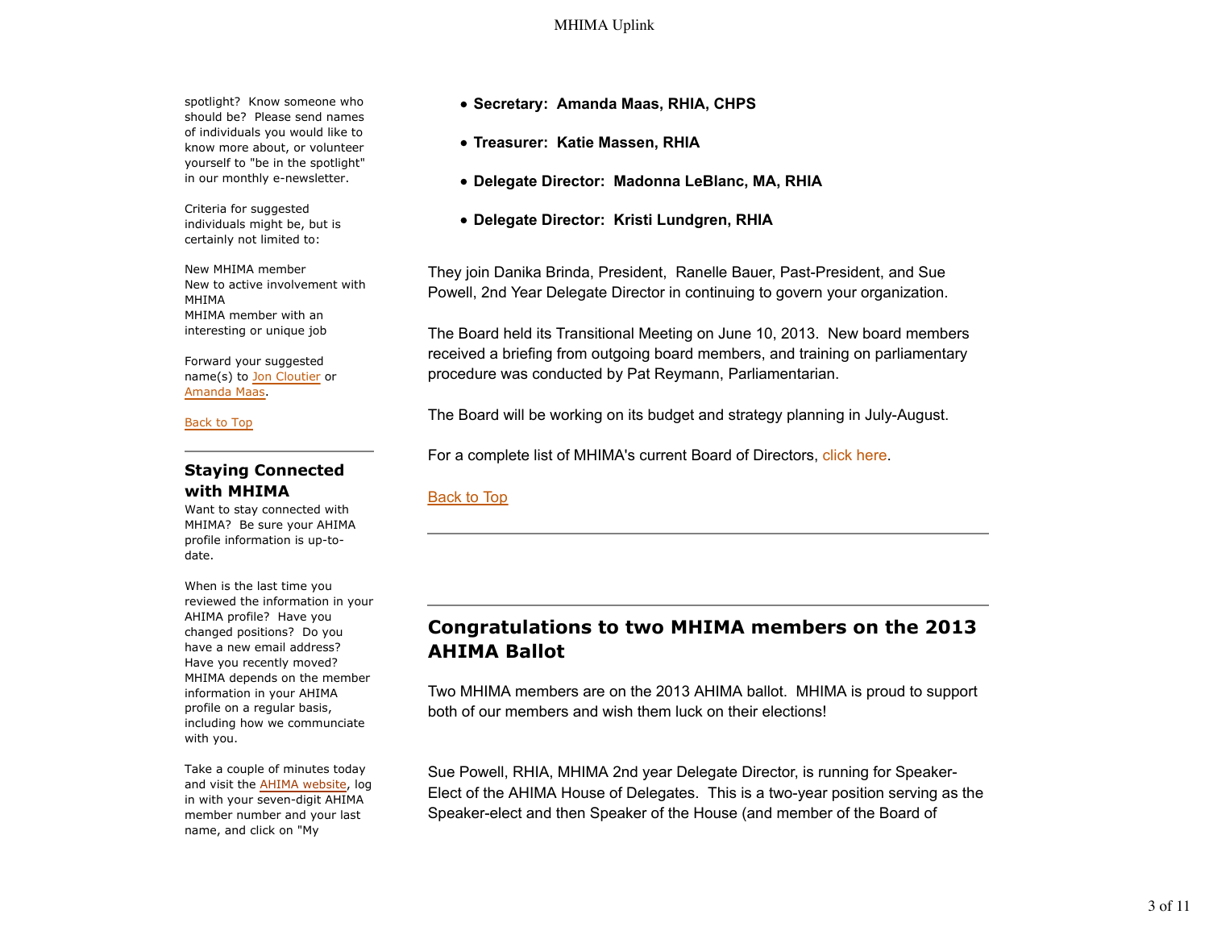spotlight? Know someone who should be? Please send names of individuals you would like to know more about, or volunteer yourself to "be in the spotlight" in our monthly e-newsletter.

Criteria for suggested individuals might be, but is certainly not limited to:

New MHIMA member
New to active involvement with MHIMA
MHIMA member with an interesting or unique job

Forward your suggested name(s) to Jon Cloutier or Amanda Maas.

Back to Top

---

## Staying Connected with MHIMA

Want to stay connected with MHIMA? Be sure your AHIMA profile information is up-to-date.

When is the last time you reviewed the information in your AHIMA profile? Have you changed positions? Do you have a new email address? Have you recently moved? MHIMA depends on the member information in your AHIMA profile on a regular basis, including how we communciate with you.

Take a couple of minutes today and visit the AHIMA website, log in with your seven-digit AHIMA member number and your last name, and click on "My

- **Secretary: Amanda Maas, RHIA, CHPS**
- **Treasurer: Katie Massen, RHIA**
- **Delegate Director: Madonna LeBlanc, MA, RHIA**
- **Delegate Director: Kristi Lundgren, RHIA**

They join Danika Brinda, President, Ranelle Bauer, Past-President, and Sue Powell, 2nd Year Delegate Director in continuing to govern your organization.

The Board held its Transitional Meeting on June 10, 2013. New board members received a briefing from outgoing board members, and training on parliamentary procedure was conducted by Pat Reymann, Parliamentarian.

The Board will be working on its budget and strategy planning in July-August.

For a complete list of MHIMA's current Board of Directors, click here.

Back to Top

---

## Congratulations to two MHIMA members on the 2013 AHIMA Ballot

Two MHIMA members are on the 2013 AHIMA ballot. MHIMA is proud to support both of our members and wish them luck on their elections!

Sue Powell, RHIA, MHIMA 2nd year Delegate Director, is running for Speaker-Elect of the AHIMA House of Delegates. This is a two-year position serving as the Speaker-elect and then Speaker of the House (and member of the Board of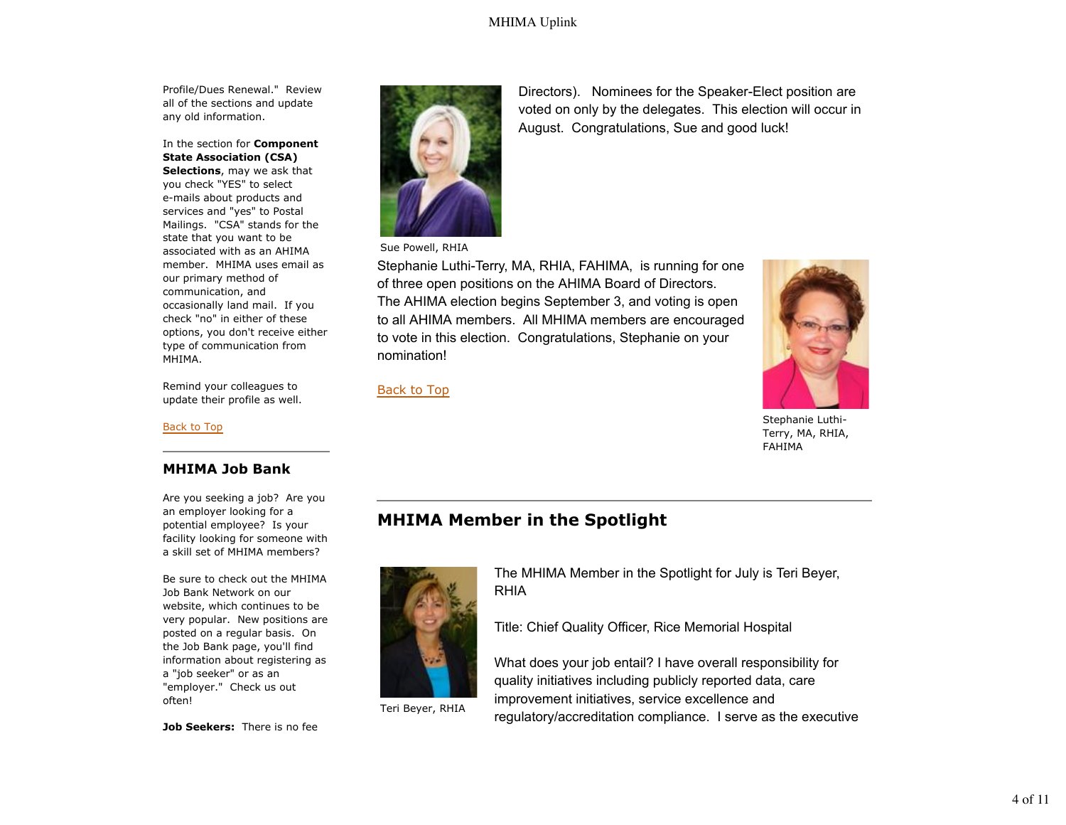Profile/Dues Renewal." Review all of the sections and update any old information.

In the section for **Component State Association (CSA) Selections**, may we ask that you check "YES" to select e-mails about products and services and "yes" to Postal Mailings. "CSA" stands for the state that you want to be associated with as an AHIMA member. MHIMA uses email as our primary method of communication, and occasionally land mail. If you check "no" in either of these options, you don't receive either type of communication from MHIMA.

Remind your colleagues to update their profile as well.

Back to Top

## MHIMA Job Bank

Are you seeking a job? Are you an employer looking for a potential employee? Is your facility looking for someone with a skill set of MHIMA members?

Be sure to check out the MHIMA Job Bank Network on our website, which continues to be very popular. New positions are posted on a regular basis. On the Job Bank page, you'll find information about registering as a "job seeker" or as an "employer." Check us out often!

**Job Seekers:** There is no fee

Directors). Nominees for the Speaker-Elect position are voted on only by the delegates. This election will occur in August. Congratulations, Sue and good luck!

Sue Powell, RHIA

Stephanie Luthi-Terry, MA, RHIA, FAHIMA, is running for one of three open positions on the AHIMA Board of Directors. The AHIMA election begins September 3, and voting is open to all AHIMA members. All MHIMA members are encouraged to vote in this election. Congratulations, Stephanie on your nomination!

Stephanie Luthi-Terry, MA, RHIA, FAHIMA

Back to Top

## MHIMA Member in the Spotlight

The MHIMA Member in the Spotlight for July is Teri Beyer, RHIA

Teri Beyer, RHIA

Title: Chief Quality Officer, Rice Memorial Hospital

What does your job entail? I have overall responsibility for quality initiatives including publicly reported data, care improvement initiatives, service excellence and regulatory/accreditation compliance. I serve as the executive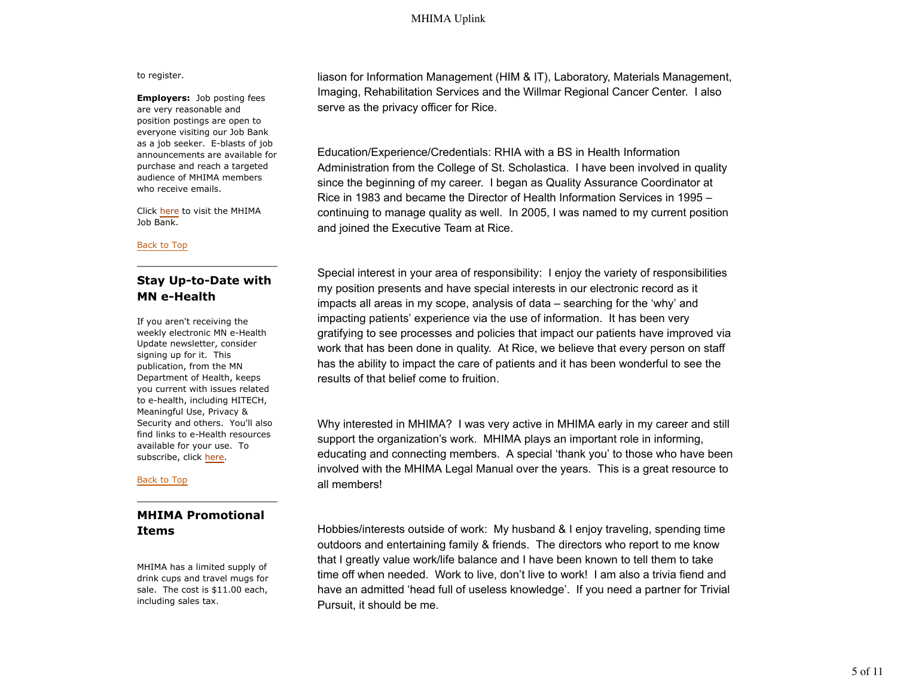to register.

**Employers:** Job posting fees are very reasonable and position postings are open to everyone visiting our Job Bank as a job seeker. E-blasts of job announcements are available for purchase and reach a targeted audience of MHIMA members who receive emails.

Click here to visit the MHIMA Job Bank.

Back to Top

## Stay Up-to-Date with MN e-Health

If you aren't receiving the weekly electronic MN e-Health Update newsletter, consider signing up for it. This publication, from the MN Department of Health, keeps you current with issues related to e-health, including HITECH, Meaningful Use, Privacy & Security and others. You'll also find links to e-Health resources available for your use. To subscribe, click here.

Back to Top

## MHIMA Promotional Items

MHIMA has a limited supply of drink cups and travel mugs for sale. The cost is $11.00 each, including sales tax.

liason for Information Management (HIM & IT), Laboratory, Materials Management, Imaging, Rehabilitation Services and the Willmar Regional Cancer Center. I also serve as the privacy officer for Rice.

Education/Experience/Credentials: RHIA with a BS in Health Information Administration from the College of St. Scholastica. I have been involved in quality since the beginning of my career. I began as Quality Assurance Coordinator at Rice in 1983 and became the Director of Health Information Services in 1995 – continuing to manage quality as well. In 2005, I was named to my current position and joined the Executive Team at Rice.

Special interest in your area of responsibility: I enjoy the variety of responsibilities my position presents and have special interests in our electronic record as it impacts all areas in my scope, analysis of data – searching for the 'why' and impacting patients' experience via the use of information. It has been very gratifying to see processes and policies that impact our patients have improved via work that has been done in quality. At Rice, we believe that every person on staff has the ability to impact the care of patients and it has been wonderful to see the results of that belief come to fruition.

Why interested in MHIMA? I was very active in MHIMA early in my career and still support the organization's work. MHIMA plays an important role in informing, educating and connecting members. A special 'thank you' to those who have been involved with the MHIMA Legal Manual over the years. This is a great resource to all members!

Hobbies/interests outside of work: My husband & I enjoy traveling, spending time outdoors and entertaining family & friends. The directors who report to me know that I greatly value work/life balance and I have been known to tell them to take time off when needed. Work to live, don't live to work! I am also a trivia fiend and have an admitted 'head full of useless knowledge'. If you need a partner for Trivial Pursuit, it should be me.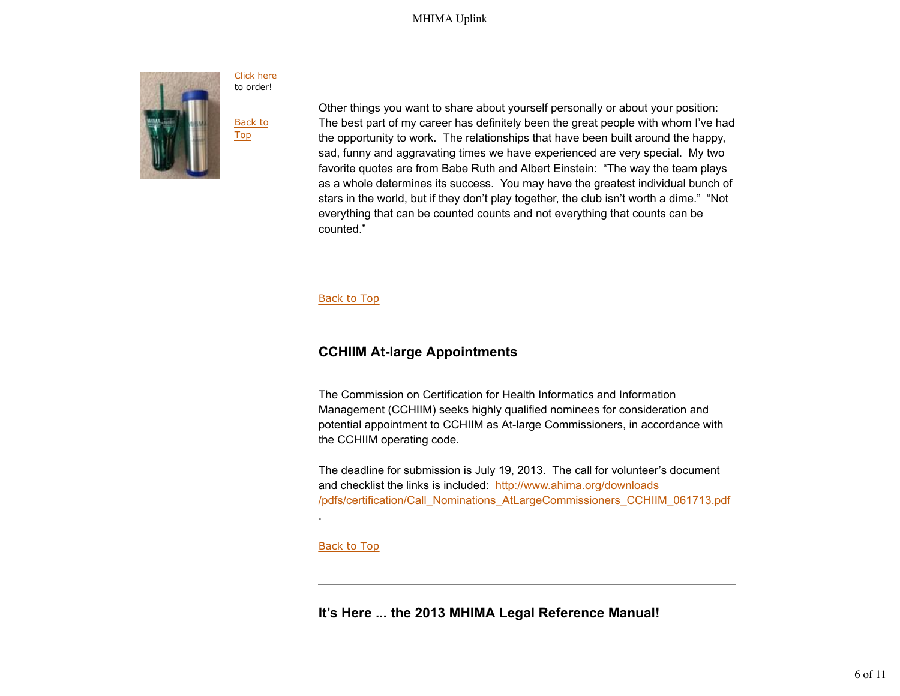Click here to order!

Back to Top

Other things you want to share about yourself personally or about your position: The best part of my career has definitely been the great people with whom I've had the opportunity to work. The relationships that have been built around the happy, sad, funny and aggravating times we have experienced are very special. My two favorite quotes are from Babe Ruth and Albert Einstein: "The way the team plays as a whole determines its success. You may have the greatest individual bunch of stars in the world, but if they don't play together, the club isn't worth a dime." "Not everything that can be counted counts and not everything that counts can be counted."

Back to Top

---

## CCHIIM At-large Appointments

The Commission on Certification for Health Informatics and Information Management (CCHIIM) seeks highly qualified nominees for consideration and potential appointment to CCHIIM as At-large Commissioners, in accordance with the CCHIIM operating code.

The deadline for submission is July 19, 2013. The call for volunteer's document and checklist the links is included: http://www.ahima.org/downloads/pdfs/certification/Call_Nominations_AtLargeCommissioners_CCHIIM_061713.pdf.

Back to Top

---

## It's Here ... the 2013 MHIMA Legal Reference Manual!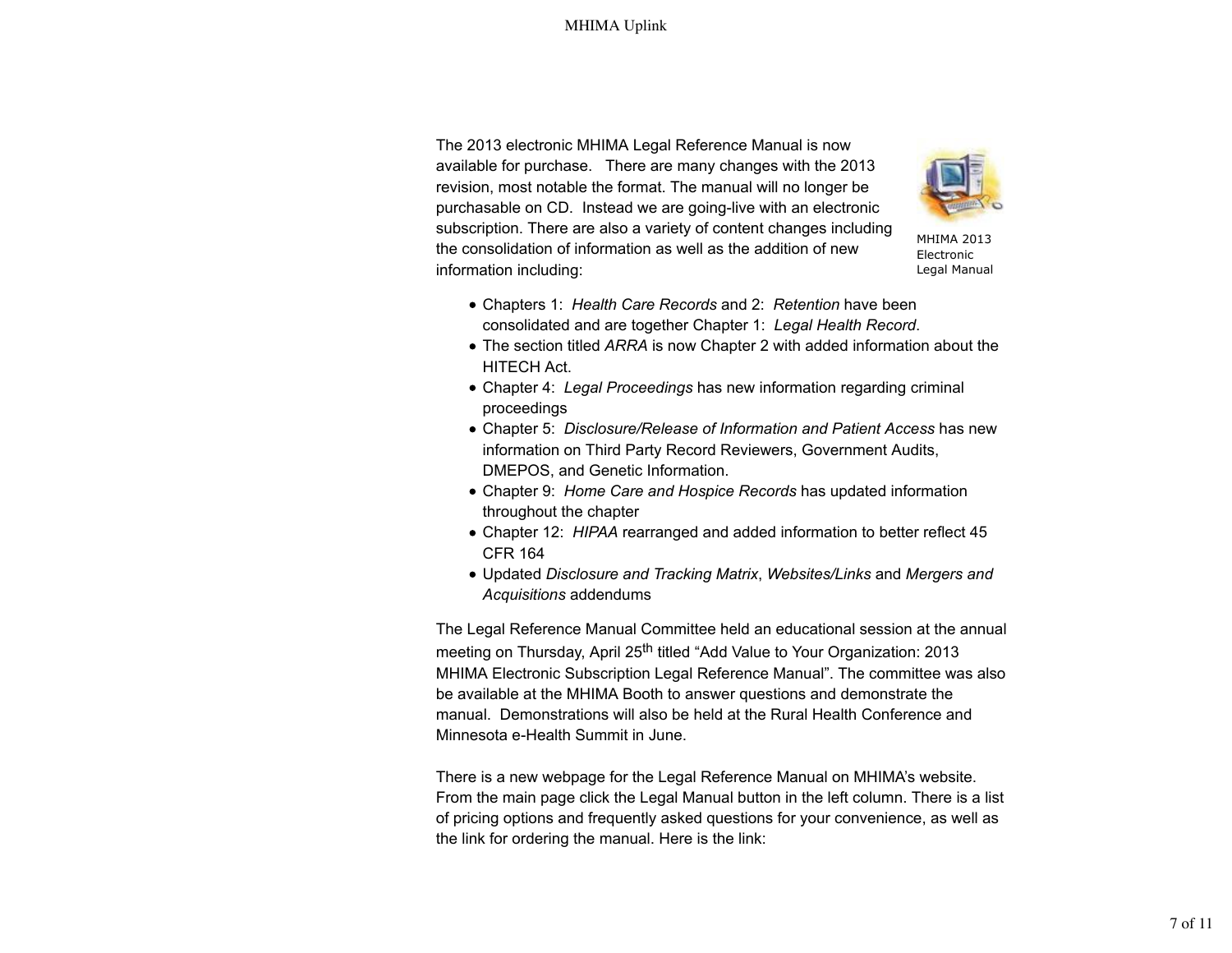The 2013 electronic MHIMA Legal Reference Manual is now available for purchase. There are many changes with the 2013 revision, most notable the format. The manual will no longer be purchasable on CD. Instead we are going-live with an electronic subscription. There are also a variety of content changes including the consolidation of information as well as the addition of new information including:

MHIMA 2013 Electronic Legal Manual

- Chapters 1: *Health Care Records* and 2: *Retention* have been consolidated and are together Chapter 1: *Legal Health Record*.
- The section titled *ARRA* is now Chapter 2 with added information about the HITECH Act.
- Chapter 4: *Legal Proceedings* has new information regarding criminal proceedings
- Chapter 5: *Disclosure/Release of Information and Patient Access* has new information on Third Party Record Reviewers, Government Audits, DMEPOS, and Genetic Information.
- Chapter 9: *Home Care and Hospice Records* has updated information throughout the chapter
- Chapter 12: *HIPAA* rearranged and added information to better reflect 45 CFR 164
- Updated *Disclosure and Tracking Matrix*, *Websites/Links* and *Mergers and Acquisitions* addendums

The Legal Reference Manual Committee held an educational session at the annual meeting on Thursday, April 25th titled "Add Value to Your Organization: 2013 MHIMA Electronic Subscription Legal Reference Manual". The committee was also be available at the MHIMA Booth to answer questions and demonstrate the manual. Demonstrations will also be held at the Rural Health Conference and Minnesota e-Health Summit in June.

There is a new webpage for the Legal Reference Manual on MHIMA's website. From the main page click the Legal Manual button in the left column. There is a list of pricing options and frequently asked questions for your convenience, as well as the link for ordering the manual. Here is the link: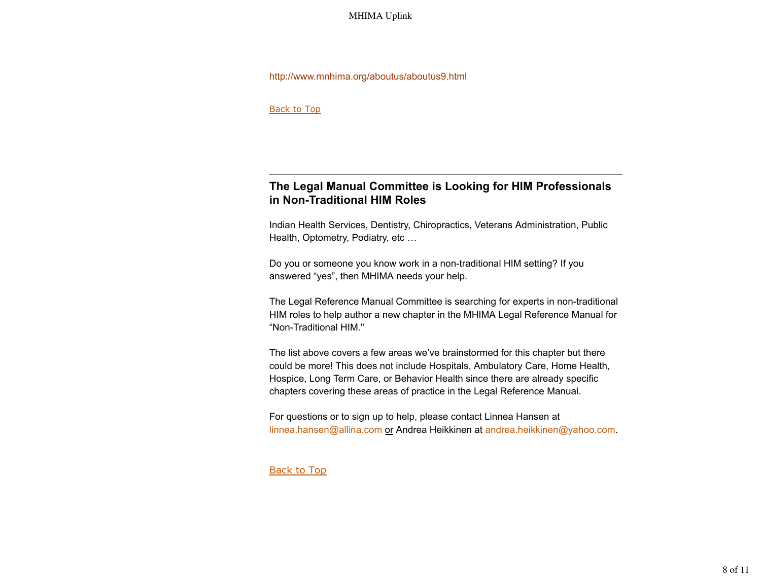http://www.mnhima.org/aboutus/aboutus9.html

Back to Top

---

## The Legal Manual Committee is Looking for HIM Professionals in Non-Traditional HIM Roles

Indian Health Services, Dentistry, Chiropractics, Veterans Administration, Public Health, Optometry, Podiatry, etc …

Do you or someone you know work in a non-traditional HIM setting? If you answered “yes”, then MHIMA needs your help.

The Legal Reference Manual Committee is searching for experts in non-traditional HIM roles to help author a new chapter in the MHIMA Legal Reference Manual for “Non-Traditional HIM."

The list above covers a few areas we’ve brainstormed for this chapter but there could be more! This does not include Hospitals, Ambulatory Care, Home Health, Hospice, Long Term Care, or Behavior Health since there are already specific chapters covering these areas of practice in the Legal Reference Manual.

For questions or to sign up to help, please contact Linnea Hansen at linnea.hansen@allina.com or Andrea Heikkinen at andrea.heikkinen@yahoo.com.

Back to Top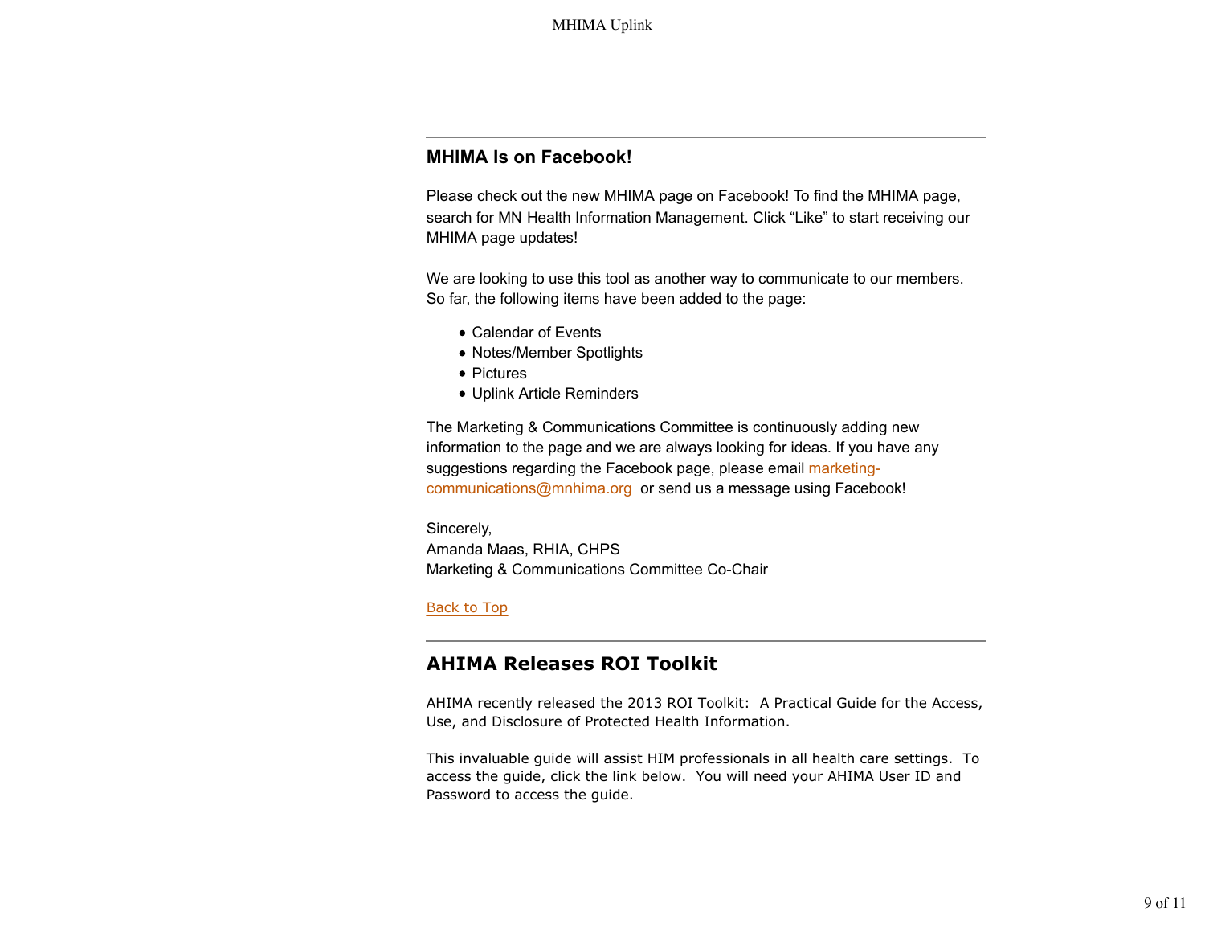---

## MHIMA Is on Facebook!

Please check out the new MHIMA page on Facebook! To find the MHIMA page, search for MN Health Information Management. Click “Like” to start receiving our MHIMA page updates!

We are looking to use this tool as another way to communicate to our members. So far, the following items have been added to the page:

- Calendar of Events
- Notes/Member Spotlights
- Pictures
- Uplink Article Reminders

The Marketing & Communications Committee is continuously adding new information to the page and we are always looking for ideas. If you have any suggestions regarding the Facebook page, please email marketing-communications@mnhima.org or send us a message using Facebook!

Sincerely,
Amanda Maas, RHIA, CHPS
Marketing & Communications Committee Co-Chair

Back to Top

---

## AHIMA Releases ROI Toolkit

AHIMA recently released the 2013 ROI Toolkit: A Practical Guide for the Access, Use, and Disclosure of Protected Health Information.

This invaluable guide will assist HIM professionals in all health care settings. To access the guide, click the link below. You will need your AHIMA User ID and Password to access the guide.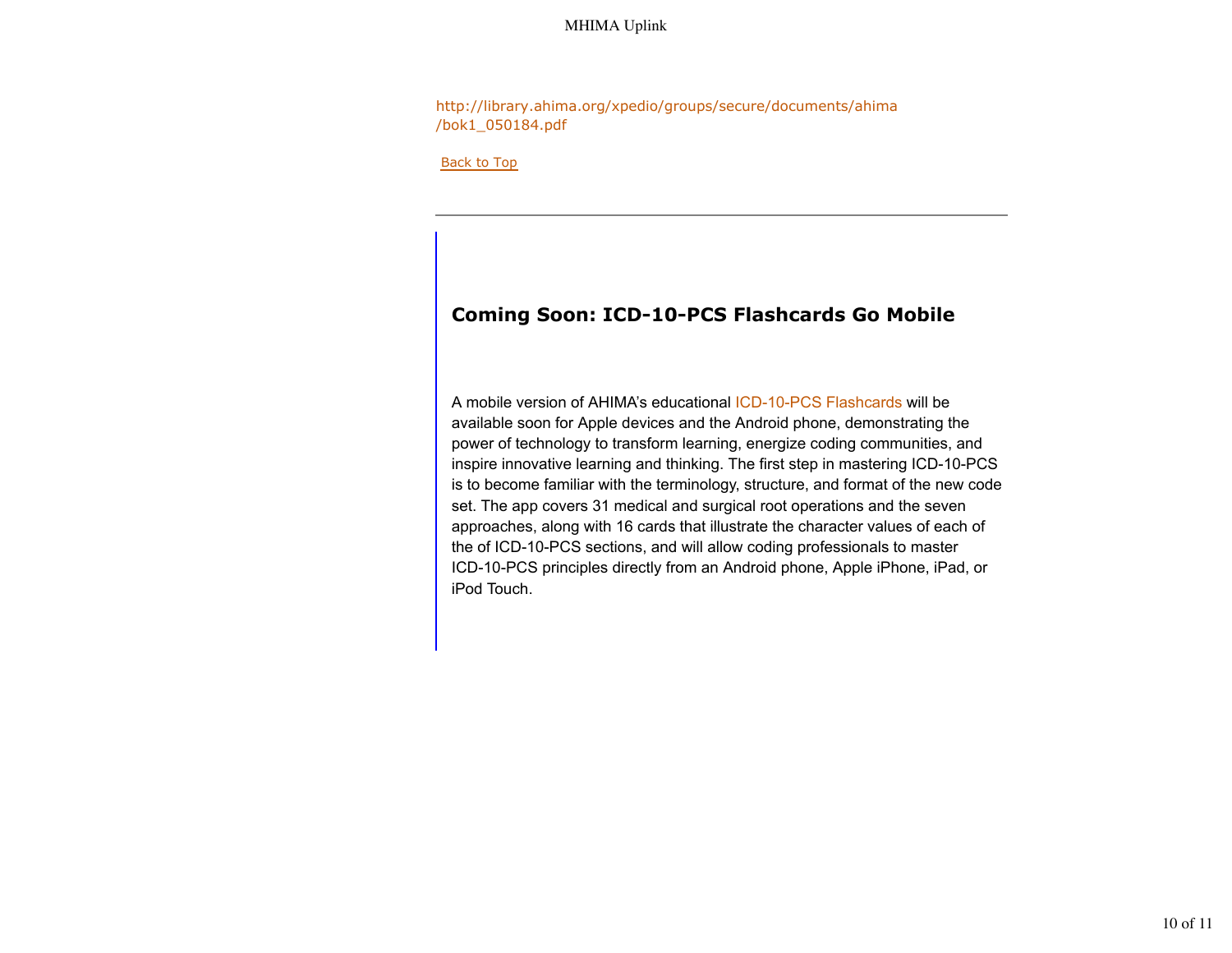http://library.ahima.org/xpedio/groups/secure/documents/ahima/bok1_050184.pdf

Back to Top

---

## Coming Soon: ICD-10-PCS Flashcards Go Mobile

A mobile version of AHIMA's educational ICD-10-PCS Flashcards will be available soon for Apple devices and the Android phone, demonstrating the power of technology to transform learning, energize coding communities, and inspire innovative learning and thinking. The first step in mastering ICD-10-PCS is to become familiar with the terminology, structure, and format of the new code set. The app covers 31 medical and surgical root operations and the seven approaches, along with 16 cards that illustrate the character values of each of the of ICD-10-PCS sections, and will allow coding professionals to master ICD-10-PCS principles directly from an Android phone, Apple iPhone, iPad, or iPod Touch.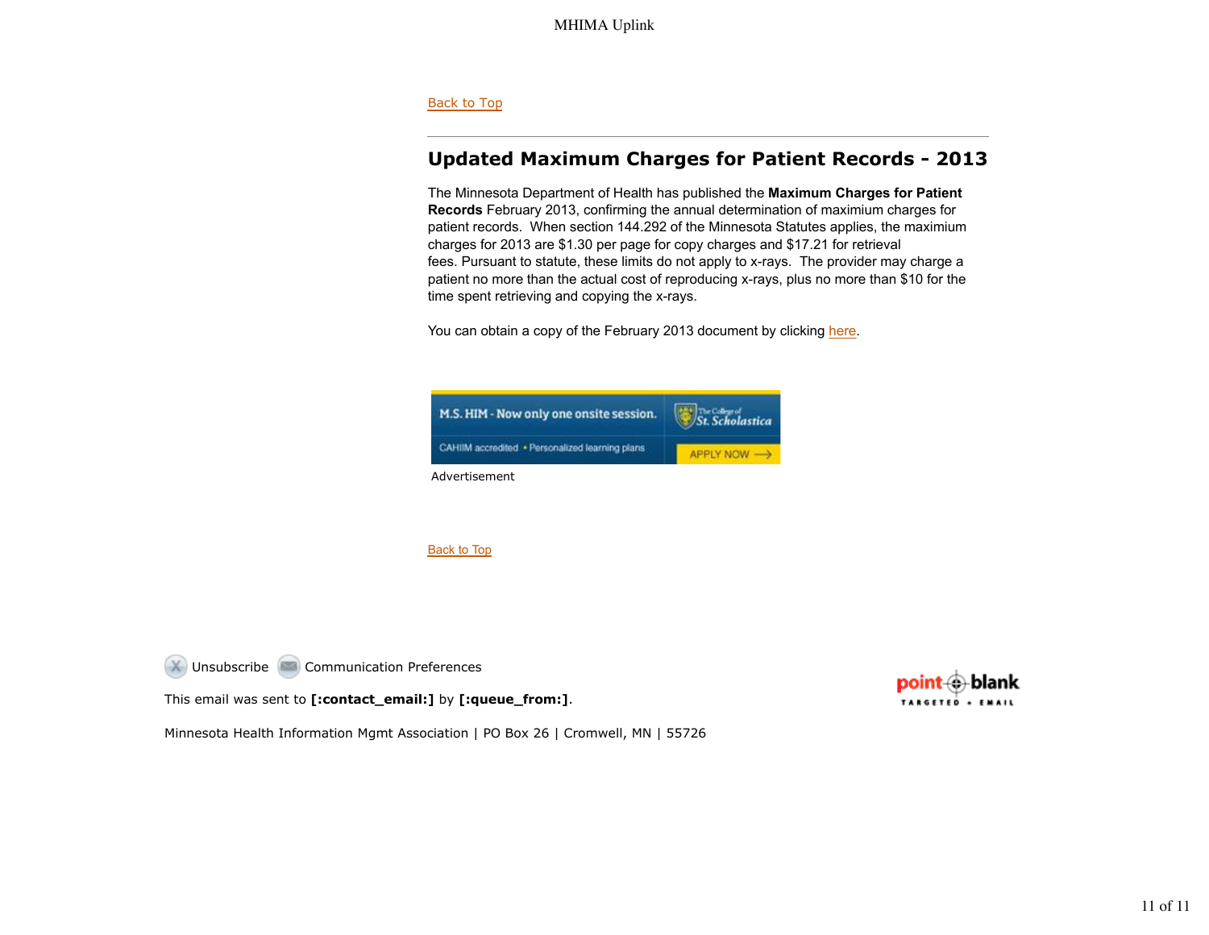Back to Top

## Updated Maximum Charges for Patient Records - 2013

The Minnesota Department of Health has published the **Maximum Charges for Patient Records** February 2013, confirming the annual determination of maximium charges for patient records. When section 144.292 of the Minnesota Statutes applies, the maximium charges for 2013 are $1.30 per page for copy charges and $17.21 for retrieval fees. Pursuant to statute, these limits do not apply to x-rays. The provider may charge a patient no more than the actual cost of reproducing x-rays, plus no more than $10 for the time spent retrieving and copying the x-rays.

You can obtain a copy of the February 2013 document by clicking here.

M.S. HIM - Now only one onsite session. The College of St. Scholastica

CAHIIM accredited • Personalized learning plans APPLY NOW

Advertisement

Back to Top

Unsubscribe Communication Preferences

This email was sent to **[:contact_email:]** by **[:queue_from:]**.

Minnesota Health Information Mgmt Association | PO Box 26 | Cromwell, MN | 55726

point blank TARGETED • EMAIL